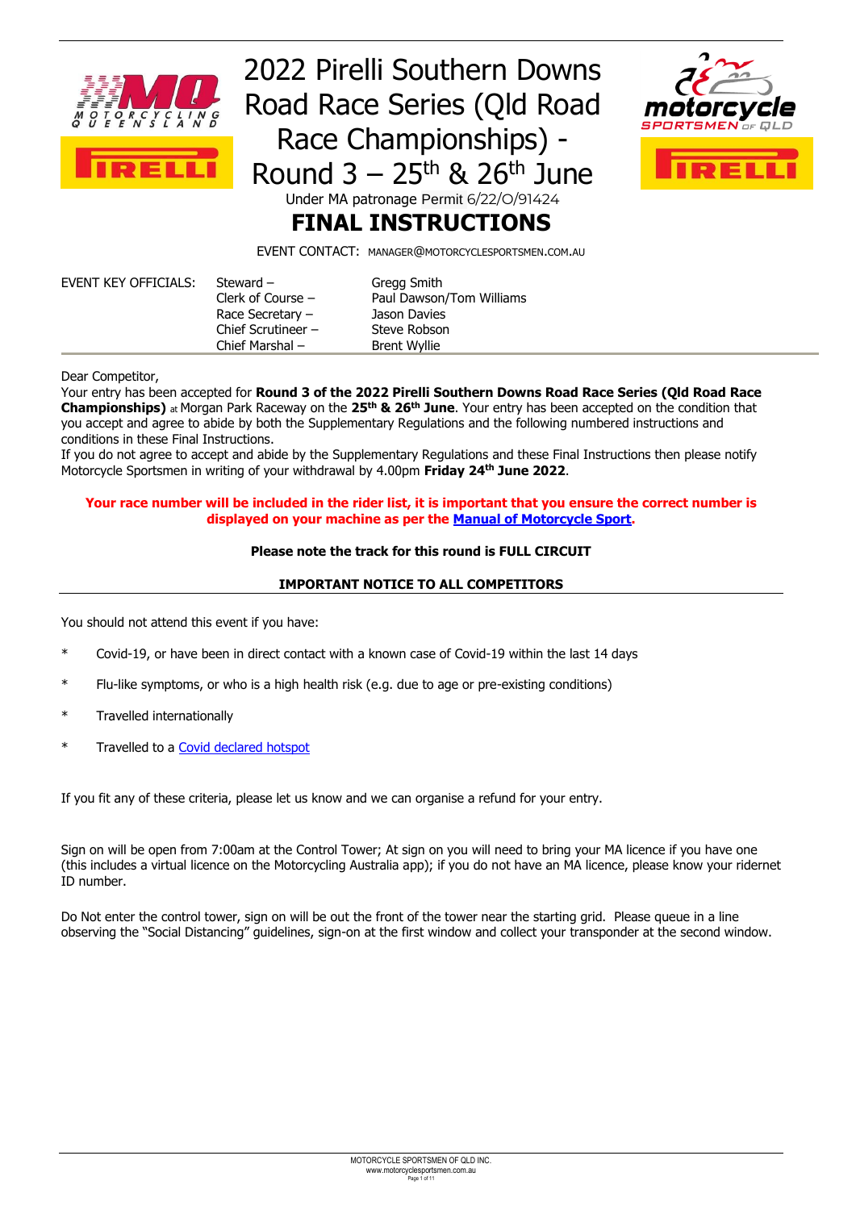# 2022 Pirelli Southern Downs Road Race Series (Qld Road Race Championships) - Round 3 – 25th & 26th June

Under MA patronage Permit 6/22/O/91424

# FINAL INSTRUCTIONS

EVENT CONTACT: MANAGER@MOTORCYCLESPORTSMEN.COM.AU

| EVENT KEY OFFICIALS: | | |
|---|---|---|
| | Steward – | Gregg Smith |
| | Clerk of Course – | Paul Dawson/Tom Williams |
| | Race Secretary – | Jason Davies |
| | Chief Scrutineer – | Steve Robson |
| | Chief Marshal – | Brent Wyllie |

Dear Competitor,

Your entry has been accepted for **Round 3 of the 2022 Pirelli Southern Downs Road Race Series (Qld Road Race Championships)** at Morgan Park Raceway on the **25th & 26th June**. Your entry has been accepted on the condition that you accept and agree to abide by both the Supplementary Regulations and the following numbered instructions and conditions in these Final Instructions.

If you do not agree to accept and abide by the Supplementary Regulations and these Final Instructions then please notify Motorcycle Sportsmen in writing of your withdrawal by 4.00pm **Friday 24th June 2022**.

**Your race number will be included in the rider list, it is important that you ensure the correct number is displayed on your machine as per the Manual of Motorcycle Sport.**

**Please note the track for this round is FULL CIRCUIT**

**IMPORTANT NOTICE TO ALL COMPETITORS**

You should not attend this event if you have:

* Covid-19, or have been in direct contact with a known case of Covid-19 within the last 14 days
* Flu-like symptoms, or who is a high health risk (e.g. due to age or pre-existing conditions)
* Travelled internationally
* Travelled to a Covid declared hotspot

If you fit any of these criteria, please let us know and we can organise a refund for your entry.

Sign on will be open from 7:00am at the Control Tower; At sign on you will need to bring your MA licence if you have one (this includes a virtual licence on the Motorcycling Australia app); if you do not have an MA licence, please know your ridernet ID number.

Do Not enter the control tower, sign on will be out the front of the tower near the starting grid. Please queue in a line observing the "Social Distancing" guidelines, sign-on at the first window and collect your transponder at the second window.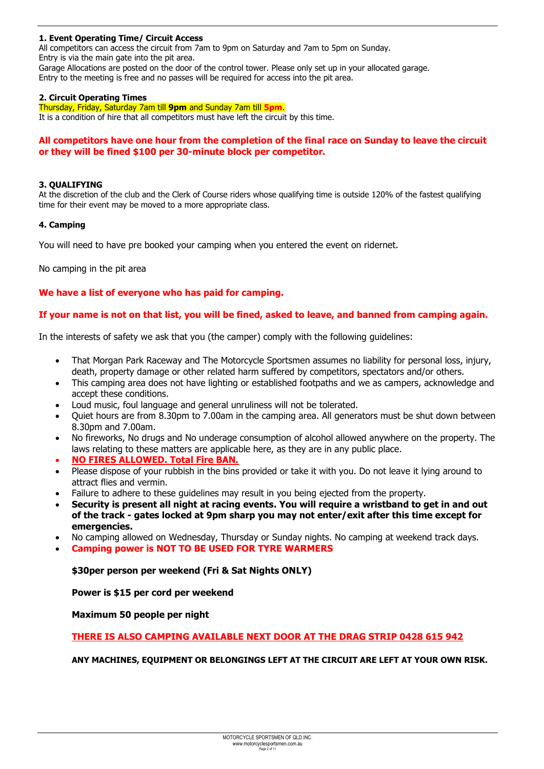**1. Event Operating Time/ Circuit Access**

All competitors can access the circuit from 7am to 9pm on Saturday and 7am to 5pm on Sunday.
Entry is via the main gate into the pit area.
Garage Allocations are posted on the door of the control tower. Please only set up in your allocated garage.
Entry to the meeting is free and no passes will be required for access into the pit area.

**2. Circuit Operating Times**

Thursday, Friday, Saturday 7am till **9pm** and Sunday 7am till **5pm**.
It is a condition of hire that all competitors must have left the circuit by this time.

**All competitors have one hour from the completion of the final race on Sunday to leave the circuit or they will be fined $100 per 30-minute block per competitor.**

**3. QUALIFYING**

At the discretion of the club and the Clerk of Course riders whose qualifying time is outside 120% of the fastest qualifying time for their event may be moved to a more appropriate class.

**4. Camping**

You will need to have pre booked your camping when you entered the event on ridernet.

No camping in the pit area

**We have a list of everyone who has paid for camping.**

**If your name is not on that list, you will be fined, asked to leave, and banned from camping again.**

In the interests of safety we ask that you (the camper) comply with the following guidelines:

- That Morgan Park Raceway and The Motorcycle Sportsmen assumes no liability for personal loss, injury, death, property damage or other related harm suffered by competitors, spectators and/or others.
- This camping area does not have lighting or established footpaths and we as campers, acknowledge and accept these conditions.
- Loud music, foul language and general unruliness will not be tolerated.
- Quiet hours are from 8.30pm to 7.00am in the camping area. All generators must be shut down between 8.30pm and 7.00am.
- No fireworks, No drugs and No underage consumption of alcohol allowed anywhere on the property. The laws relating to these matters are applicable here, as they are in any public place.
- **NO FIRES ALLOWED. Total Fire BAN.**
- Please dispose of your rubbish in the bins provided or take it with you. Do not leave it lying around to attract flies and vermin.
- Failure to adhere to these guidelines may result in you being ejected from the property.
- **Security is present all night at racing events. You will require a wristband to get in and out of the track - gates locked at 9pm sharp you may not enter/exit after this time except for emergencies.**
- No camping allowed on Wednesday, Thursday or Sunday nights. No camping at weekend track days.
- **Camping power is NOT TO BE USED FOR TYRE WARMERS**

**$30per person per weekend (Fri & Sat Nights ONLY)**

**Power is $15 per cord per weekend**

**Maximum 50 people per night**

**THERE IS ALSO CAMPING AVAILABLE NEXT DOOR AT THE DRAG STRIP 0428 615 942**

**ANY MACHINES, EQUIPMENT OR BELONGINGS LEFT AT THE CIRCUIT ARE LEFT AT YOUR OWN RISK.**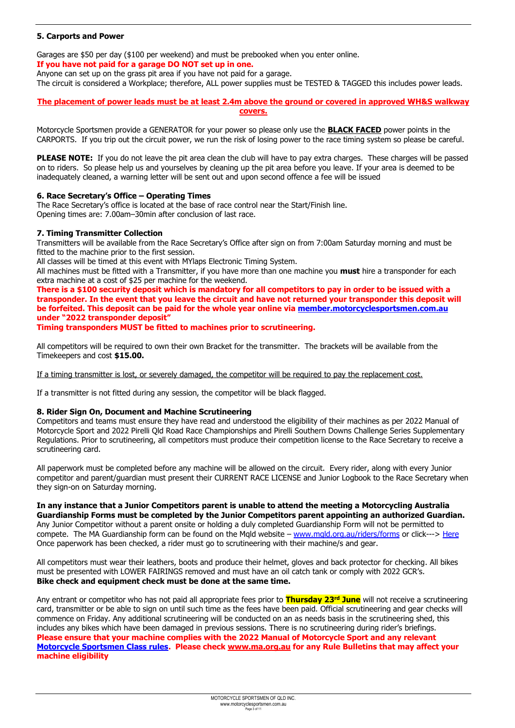### 5. Carports and Power

Garages are $50 per day ($100 per weekend) and must be prebooked when you enter online.

**If you have not paid for a garage DO NOT set up in one.**

Anyone can set up on the grass pit area if you have not paid for a garage.

The circuit is considered a Workplace; therefore, ALL power supplies must be TESTED & TAGGED this includes power leads.

**The placement of power leads must be at least 2.4m above the ground or covered in approved WH&S walkway covers.**

Motorcycle Sportsmen provide a GENERATOR for your power so please only use the **BLACK FACED** power points in the CARPORTS. If you trip out the circuit power, we run the risk of losing power to the race timing system so please be careful.

**PLEASE NOTE:** If you do not leave the pit area clean the club will have to pay extra charges. These charges will be passed on to riders. So please help us and yourselves by cleaning up the pit area before you leave. If your area is deemed to be inadequately cleaned, a warning letter will be sent out and upon second offence a fee will be issued

### 6. Race Secretary's Office – Operating Times

The Race Secretary's office is located at the base of race control near the Start/Finish line.
Opening times are: 7.00am–30min after conclusion of last race.

### 7. Timing Transmitter Collection

Transmitters will be available from the Race Secretary's Office after sign on from 7:00am Saturday morning and must be fitted to the machine prior to the first session.

All classes will be timed at this event with MYlaps Electronic Timing System.

All machines must be fitted with a Transmitter, if you have more than one machine you **must** hire a transponder for each extra machine at a cost of $25 per machine for the weekend.

**There is a $100 security deposit which is mandatory for all competitors to pay in order to be issued with a transponder. In the event that you leave the circuit and have not returned your transponder this deposit will be forfeited. This deposit can be paid for the whole year online via member.motorcyclesportsmen.com.au under "2022 transponder deposit"**

**Timing transponders MUST be fitted to machines prior to scrutineering.**

All competitors will be required to own their own Bracket for the transmitter. The brackets will be available from the Timekeepers and cost **$15.00.**

If a timing transmitter is lost, or severely damaged, the competitor will be required to pay the replacement cost.

If a transmitter is not fitted during any session, the competitor will be black flagged.

### 8. Rider Sign On, Document and Machine Scrutineering

Competitors and teams must ensure they have read and understood the eligibility of their machines as per 2022 Manual of Motorcycle Sport and 2022 Pirelli Qld Road Race Championships and Pirelli Southern Downs Challenge Series Supplementary Regulations. Prior to scrutineering, all competitors must produce their competition license to the Race Secretary to receive a scrutineering card.

All paperwork must be completed before any machine will be allowed on the circuit. Every rider, along with every Junior competitor and parent/guardian must present their CURRENT RACE LICENSE and Junior Logbook to the Race Secretary when they sign-on on Saturday morning.

**In any instance that a Junior Competitors parent is unable to attend the meeting a Motorcycling Australia Guardianship Forms must be completed by the Junior Competitors parent appointing an authorized Guardian.**

Any Junior Competitor without a parent onsite or holding a duly completed Guardianship Form will not be permitted to compete. The MA Guardianship form can be found on the Mqld website – www.mqld.org.au/riders/forms or click---> Here

Once paperwork has been checked, a rider must go to scrutineering with their machine/s and gear.

All competitors must wear their leathers, boots and produce their helmet, gloves and back protector for checking. All bikes must be presented with LOWER FAIRINGS removed and must have an oil catch tank or comply with 2022 GCR's.

**Bike check and equipment check must be done at the same time.**

Any entrant or competitor who has not paid all appropriate fees prior to **Thursday 23rd June** will not receive a scrutineering card, transmitter or be able to sign on until such time as the fees have been paid. Official scrutineering and gear checks will commence on Friday. Any additional scrutineering will be conducted on an as needs basis in the scrutineering shed, this includes any bikes which have been damaged in previous sessions. There is no scrutineering during rider's briefings.

**Please ensure that your machine complies with the 2022 Manual of Motorcycle Sport and any relevant Motorcycle Sportsmen Class rules. Please check www.ma.org.au for any Rule Bulletins that may affect your machine eligibility**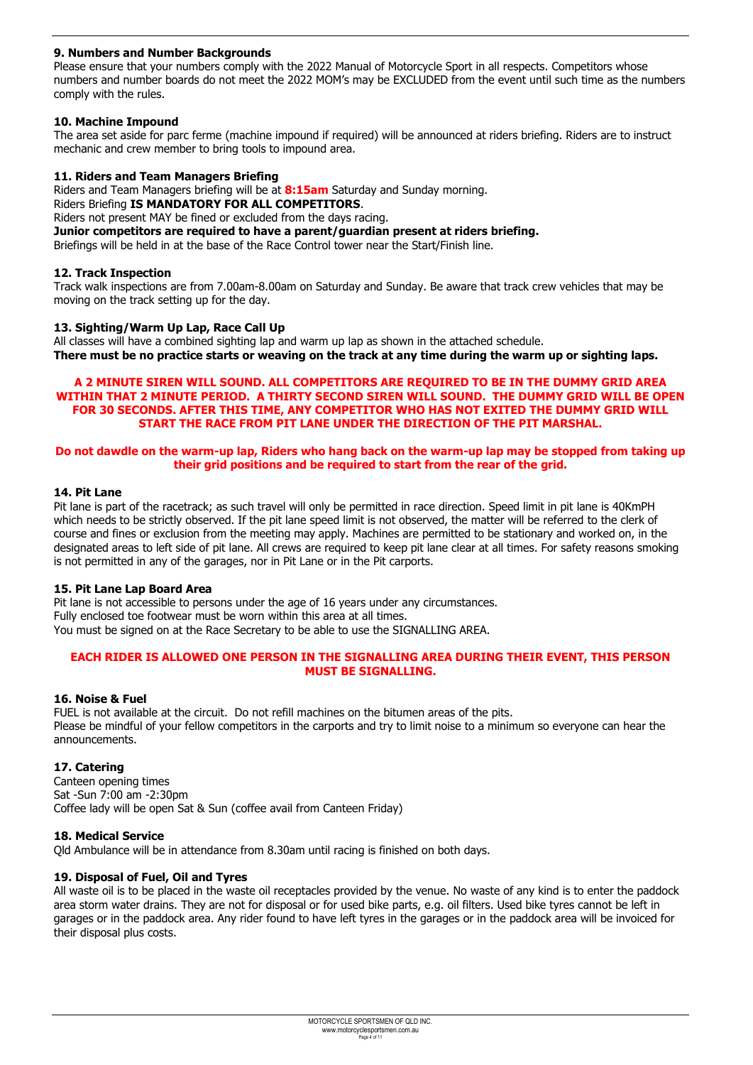### 9. Numbers and Number Backgrounds

Please ensure that your numbers comply with the 2022 Manual of Motorcycle Sport in all respects. Competitors whose numbers and number boards do not meet the 2022 MOM's may be EXCLUDED from the event until such time as the numbers comply with the rules.

### 10. Machine Impound

The area set aside for parc ferme (machine impound if required) will be announced at riders briefing. Riders are to instruct mechanic and crew member to bring tools to impound area.

### 11. Riders and Team Managers Briefing

Riders and Team Managers briefing will be at **8:15am** Saturday and Sunday morning.
Riders Briefing **IS MANDATORY FOR ALL COMPETITORS**.
Riders not present MAY be fined or excluded from the days racing.
**Junior competitors are required to have a parent/guardian present at riders briefing.**
Briefings will be held in at the base of the Race Control tower near the Start/Finish line.

### 12. Track Inspection

Track walk inspections are from 7.00am-8.00am on Saturday and Sunday. Be aware that track crew vehicles that may be moving on the track setting up for the day.

### 13. Sighting/Warm Up Lap, Race Call Up

All classes will have a combined sighting lap and warm up lap as shown in the attached schedule.
**There must be no practice starts or weaving on the track at any time during the warm up or sighting laps.**

**A 2 MINUTE SIREN WILL SOUND. ALL COMPETITORS ARE REQUIRED TO BE IN THE DUMMY GRID AREA WITHIN THAT 2 MINUTE PERIOD. A THIRTY SECOND SIREN WILL SOUND. THE DUMMY GRID WILL BE OPEN FOR 30 SECONDS. AFTER THIS TIME, ANY COMPETITOR WHO HAS NOT EXITED THE DUMMY GRID WILL START THE RACE FROM PIT LANE UNDER THE DIRECTION OF THE PIT MARSHAL.**

**Do not dawdle on the warm-up lap, Riders who hang back on the warm-up lap may be stopped from taking up their grid positions and be required to start from the rear of the grid.**

### 14. Pit Lane

Pit lane is part of the racetrack; as such travel will only be permitted in race direction. Speed limit in pit lane is 40KmPH which needs to be strictly observed. If the pit lane speed limit is not observed, the matter will be referred to the clerk of course and fines or exclusion from the meeting may apply. Machines are permitted to be stationary and worked on, in the designated areas to left side of pit lane. All crews are required to keep pit lane clear at all times. For safety reasons smoking is not permitted in any of the garages, nor in Pit Lane or in the Pit carports.

### 15. Pit Lane Lap Board Area

Pit lane is not accessible to persons under the age of 16 years under any circumstances.
Fully enclosed toe footwear must be worn within this area at all times.
You must be signed on at the Race Secretary to be able to use the SIGNALLING AREA.

**EACH RIDER IS ALLOWED ONE PERSON IN THE SIGNALLING AREA DURING THEIR EVENT, THIS PERSON MUST BE SIGNALLING.**

### 16. Noise & Fuel

FUEL is not available at the circuit. Do not refill machines on the bitumen areas of the pits.
Please be mindful of your fellow competitors in the carports and try to limit noise to a minimum so everyone can hear the announcements.

### 17. Catering

Canteen opening times
Sat -Sun 7:00 am -2:30pm
Coffee lady will be open Sat & Sun (coffee avail from Canteen Friday)

### 18. Medical Service

Qld Ambulance will be in attendance from 8.30am until racing is finished on both days.

### 19. Disposal of Fuel, Oil and Tyres

All waste oil is to be placed in the waste oil receptacles provided by the venue. No waste of any kind is to enter the paddock area storm water drains. They are not for disposal or for used bike parts, e.g. oil filters. Used bike tyres cannot be left in garages or in the paddock area. Any rider found to have left tyres in the garages or in the paddock area will be invoiced for their disposal plus costs.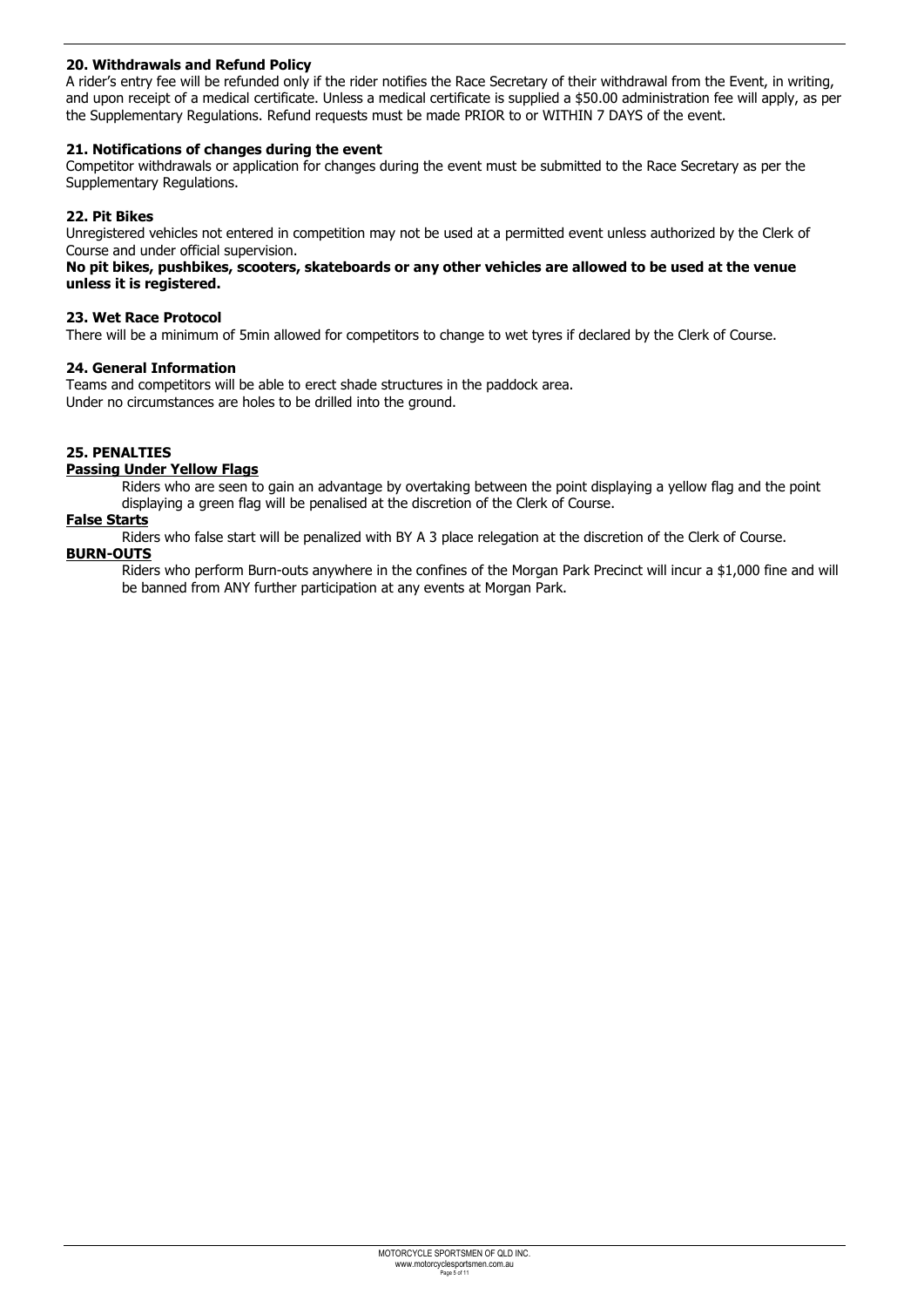### 20. Withdrawals and Refund Policy

A rider's entry fee will be refunded only if the rider notifies the Race Secretary of their withdrawal from the Event, in writing, and upon receipt of a medical certificate. Unless a medical certificate is supplied a $50.00 administration fee will apply, as per the Supplementary Regulations. Refund requests must be made PRIOR to or WITHIN 7 DAYS of the event.

### 21. Notifications of changes during the event

Competitor withdrawals or application for changes during the event must be submitted to the Race Secretary as per the Supplementary Regulations.

### 22. Pit Bikes

Unregistered vehicles not entered in competition may not be used at a permitted event unless authorized by the Clerk of Course and under official supervision.

**No pit bikes, pushbikes, scooters, skateboards or any other vehicles are allowed to be used at the venue unless it is registered.**

### 23. Wet Race Protocol

There will be a minimum of 5min allowed for competitors to change to wet tyres if declared by the Clerk of Course.

### 24. General Information

Teams and competitors will be able to erect shade structures in the paddock area.
Under no circumstances are holes to be drilled into the ground.

### 25. PENALTIES

**<u>Passing Under Yellow Flags</u>**

Riders who are seen to gain an advantage by overtaking between the point displaying a yellow flag and the point displaying a green flag will be penalised at the discretion of the Clerk of Course.

**<u>False Starts</u>**

Riders who false start will be penalized with BY A 3 place relegation at the discretion of the Clerk of Course.

**<u>BURN-OUTS</u>**

Riders who perform Burn-outs anywhere in the confines of the Morgan Park Precinct will incur a $1,000 fine and will be banned from ANY further participation at any events at Morgan Park.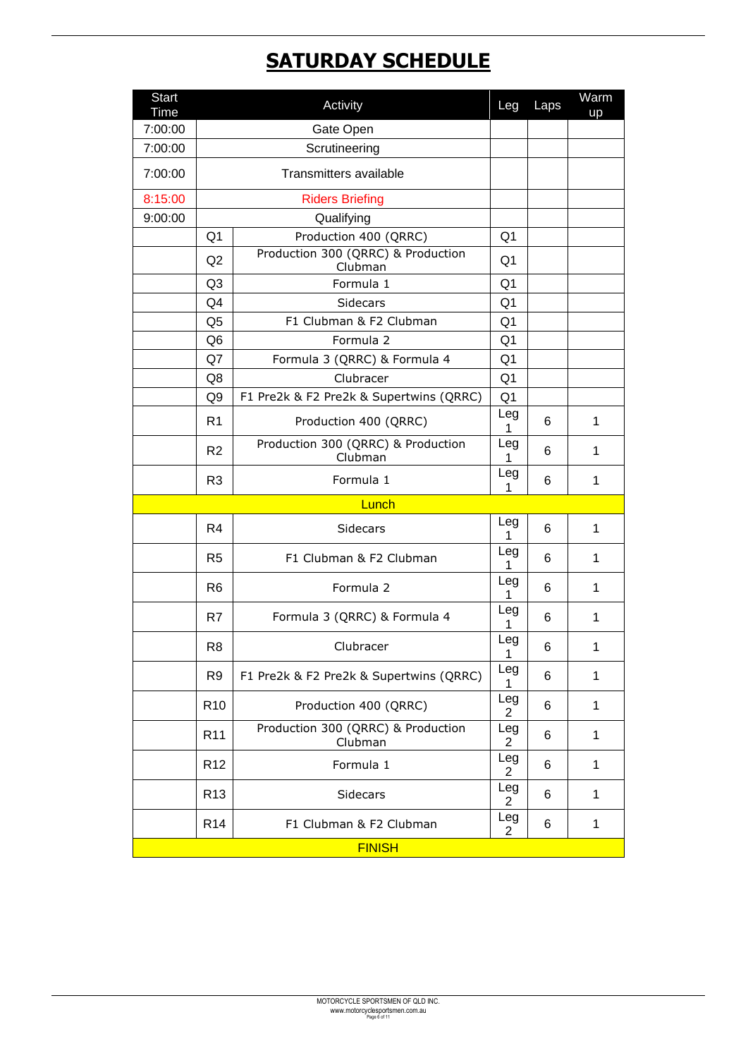# SATURDAY SCHEDULE

| Start Time | | Activity | Leg | Laps | Warm up |
|---|---|---|---|---|---|
| 7:00:00 | | Gate Open | | | |
| 7:00:00 | | Scrutineering | | | |
| 7:00:00 | | Transmitters available | | | |
| 8:15:00 | | Riders Briefing | | | |
| 9:00:00 | | Qualifying | | | |
| | Q1 | Production 400 (QRRC) | Q1 | | |
| | Q2 | Production 300 (QRRC) & Production Clubman | Q1 | | |
| | Q3 | Formula 1 | Q1 | | |
| | Q4 | Sidecars | Q1 | | |
| | Q5 | F1 Clubman & F2 Clubman | Q1 | | |
| | Q6 | Formula 2 | Q1 | | |
| | Q7 | Formula 3 (QRRC) & Formula 4 | Q1 | | |
| | Q8 | Clubracer | Q1 | | |
| | Q9 | F1 Pre2k & F2 Pre2k & Supertwins (QRRC) | Q1 | | |
| | R1 | Production 400 (QRRC) | Leg 1 | 6 | 1 |
| | R2 | Production 300 (QRRC) & Production Clubman | Leg 1 | 6 | 1 |
| | R3 | Formula 1 | Leg 1 | 6 | 1 |
| | | Lunch | | | |
| | R4 | Sidecars | Leg 1 | 6 | 1 |
| | R5 | F1 Clubman & F2 Clubman | Leg 1 | 6 | 1 |
| | R6 | Formula 2 | Leg 1 | 6 | 1 |
| | R7 | Formula 3 (QRRC) & Formula 4 | Leg 1 | 6 | 1 |
| | R8 | Clubracer | Leg 1 | 6 | 1 |
| | R9 | F1 Pre2k & F2 Pre2k & Supertwins (QRRC) | Leg 1 | 6 | 1 |
| | R10 | Production 400 (QRRC) | Leg 2 | 6 | 1 |
| | R11 | Production 300 (QRRC) & Production Clubman | Leg 2 | 6 | 1 |
| | R12 | Formula 1 | Leg 2 | 6 | 1 |
| | R13 | Sidecars | Leg 2 | 6 | 1 |
| | R14 | F1 Clubman & F2 Clubman | Leg 2 | 6 | 1 |
| | | FINISH | | | |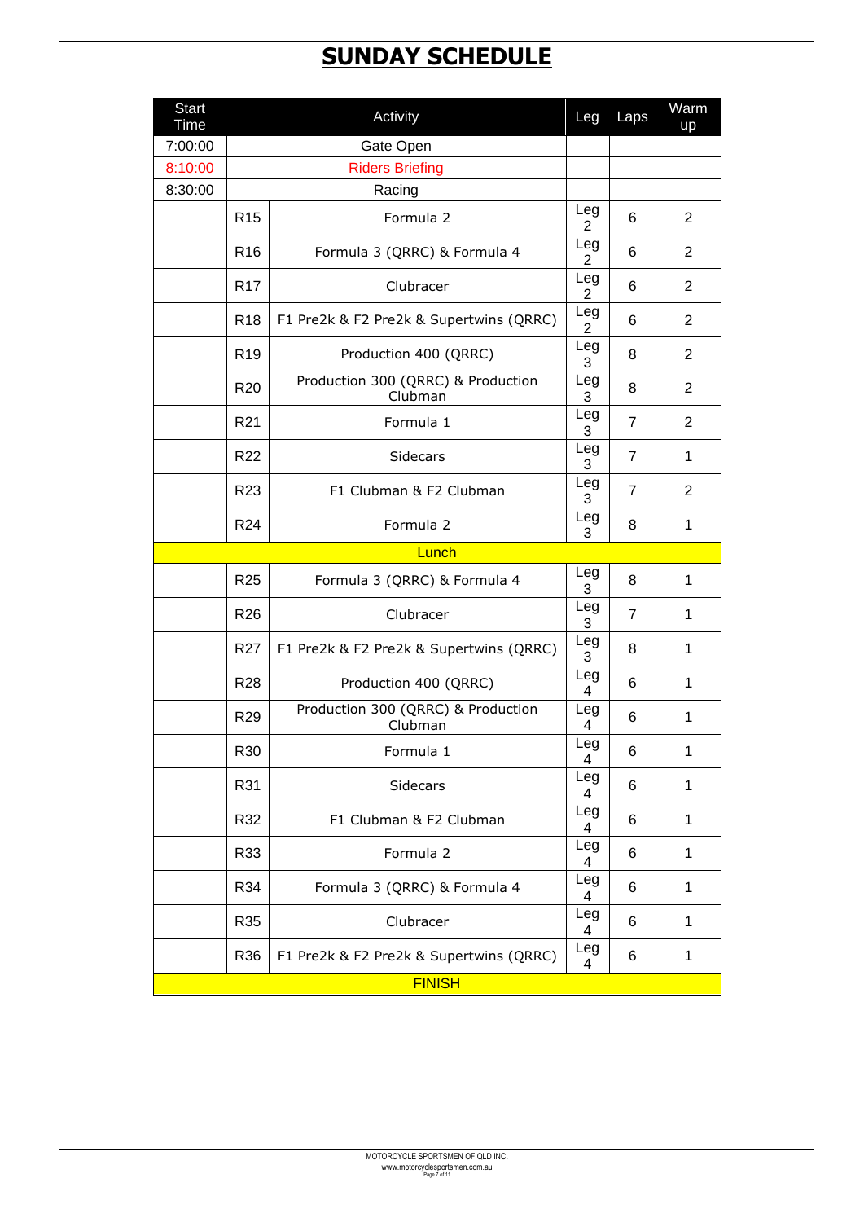# SUNDAY SCHEDULE

| Start Time | | Activity | Leg | Laps | Warm up |
|---|---|---|---|---|---|
| 7:00:00 | | Gate Open | | | |
| 8:10:00 | | Riders Briefing | | | |
| 8:30:00 | | Racing | | | |
| | R15 | Formula 2 | Leg 2 | 6 | 2 |
| | R16 | Formula 3 (QRRC) & Formula 4 | Leg 2 | 6 | 2 |
| | R17 | Clubracer | Leg 2 | 6 | 2 |
| | R18 | F1 Pre2k & F2 Pre2k & Supertwins (QRRC) | Leg 2 | 6 | 2 |
| | R19 | Production 400 (QRRC) | Leg 3 | 8 | 2 |
| | R20 | Production 300 (QRRC) & Production Clubman | Leg 3 | 8 | 2 |
| | R21 | Formula 1 | Leg 3 | 7 | 2 |
| | R22 | Sidecars | Leg 3 | 7 | 1 |
| | R23 | F1 Clubman & F2 Clubman | Leg 3 | 7 | 2 |
| | R24 | Formula 2 | Leg 3 | 8 | 1 |
| | | Lunch | | | |
| | R25 | Formula 3 (QRRC) & Formula 4 | Leg 3 | 8 | 1 |
| | R26 | Clubracer | Leg 3 | 7 | 1 |
| | R27 | F1 Pre2k & F2 Pre2k & Supertwins (QRRC) | Leg 3 | 8 | 1 |
| | R28 | Production 400 (QRRC) | Leg 4 | 6 | 1 |
| | R29 | Production 300 (QRRC) & Production Clubman | Leg 4 | 6 | 1 |
| | R30 | Formula 1 | Leg 4 | 6 | 1 |
| | R31 | Sidecars | Leg 4 | 6 | 1 |
| | R32 | F1 Clubman & F2 Clubman | Leg 4 | 6 | 1 |
| | R33 | Formula 2 | Leg 4 | 6 | 1 |
| | R34 | Formula 3 (QRRC) & Formula 4 | Leg 4 | 6 | 1 |
| | R35 | Clubracer | Leg 4 | 6 | 1 |
| | R36 | F1 Pre2k & F2 Pre2k & Supertwins (QRRC) | Leg 4 | 6 | 1 |
| | | FINISH | | | |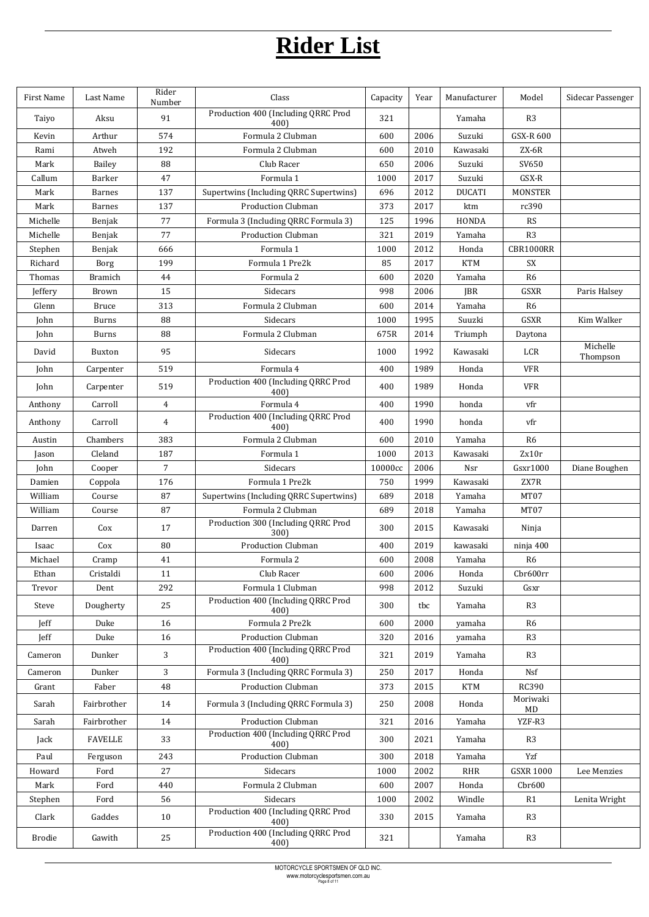# Rider List

| First Name | Last Name | Rider Number | Class | Capacity | Year | Manufacturer | Model | Sidecar Passenger |
|---|---|---|---|---|---|---|---|---|
| Taiyo | Aksu | 91 | Production 400 (Including QRRC Prod 400) | 321 | | Yamaha | R3 | |
| Kevin | Arthur | 574 | Formula 2 Clubman | 600 | 2006 | Suzuki | GSX-R 600 | |
| Rami | Atweh | 192 | Formula 2 Clubman | 600 | 2010 | Kawasaki | ZX-6R | |
| Mark | Bailey | 88 | Club Racer | 650 | 2006 | Suzuki | SV650 | |
| Callum | Barker | 47 | Formula 1 | 1000 | 2017 | Suzuki | GSX-R | |
| Mark | Barnes | 137 | Supertwins (Including QRRC Supertwins) | 696 | 2012 | DUCATI | MONSTER | |
| Mark | Barnes | 137 | Production Clubman | 373 | 2017 | ktm | rc390 | |
| Michelle | Benjak | 77 | Formula 3 (Including QRRC Formula 3) | 125 | 1996 | HONDA | RS | |
| Michelle | Benjak | 77 | Production Clubman | 321 | 2019 | Yamaha | R3 | |
| Stephen | Benjak | 666 | Formula 1 | 1000 | 2012 | Honda | CBR1000RR | |
| Richard | Borg | 199 | Formula 1 Pre2k | 85 | 2017 | KTM | SX | |
| Thomas | Bramich | 44 | Formula 2 | 600 | 2020 | Yamaha | R6 | |
| Jeffery | Brown | 15 | Sidecars | 998 | 2006 | JBR | GSXR | Paris Halsey |
| Glenn | Bruce | 313 | Formula 2 Clubman | 600 | 2014 | Yamaha | R6 | |
| John | Burns | 88 | Sidecars | 1000 | 1995 | Suuzki | GSXR | Kim Walker |
| John | Burns | 88 | Formula 2 Clubman | 675R | 2014 | Triumph | Daytona | |
| David | Buxton | 95 | Sidecars | 1000 | 1992 | Kawasaki | LCR | Michelle Thompson |
| John | Carpenter | 519 | Formula 4 | 400 | 1989 | Honda | VFR | |
| John | Carpenter | 519 | Production 400 (Including QRRC Prod 400) | 400 | 1989 | Honda | VFR | |
| Anthony | Carroll | 4 | Formula 4 | 400 | 1990 | honda | vfr | |
| Anthony | Carroll | 4 | Production 400 (Including QRRC Prod 400) | 400 | 1990 | honda | vfr | |
| Austin | Chambers | 383 | Formula 2 Clubman | 600 | 2010 | Yamaha | R6 | |
| Jason | Cleland | 187 | Formula 1 | 1000 | 2013 | Kawasaki | Zx10r | |
| John | Cooper | 7 | Sidecars | 10000cc | 2006 | Nsr | Gsxr1000 | Diane Boughen |
| Damien | Coppola | 176 | Formula 1 Pre2k | 750 | 1999 | Kawasaki | ZX7R | |
| William | Course | 87 | Supertwins (Including QRRC Supertwins) | 689 | 2018 | Yamaha | MT07 | |
| William | Course | 87 | Formula 2 Clubman | 689 | 2018 | Yamaha | MT07 | |
| Darren | Cox | 17 | Production 300 (Including QRRC Prod 300) | 300 | 2015 | Kawasaki | Ninja | |
| Isaac | Cox | 80 | Production Clubman | 400 | 2019 | kawasaki | ninja 400 | |
| Michael | Cramp | 41 | Formula 2 | 600 | 2008 | Yamaha | R6 | |
| Ethan | Cristaldi | 11 | Club Racer | 600 | 2006 | Honda | Cbr600rr | |
| Trevor | Dent | 292 | Formula 1 Clubman | 998 | 2012 | Suzuki | Gsxr | |
| Steve | Dougherty | 25 | Production 400 (Including QRRC Prod 400) | 300 | tbc | Yamaha | R3 | |
| Jeff | Duke | 16 | Formula 2 Pre2k | 600 | 2000 | yamaha | R6 | |
| Jeff | Duke | 16 | Production Clubman | 320 | 2016 | yamaha | R3 | |
| Cameron | Dunker | 3 | Production 400 (Including QRRC Prod 400) | 321 | 2019 | Yamaha | R3 | |
| Cameron | Dunker | 3 | Formula 3 (Including QRRC Formula 3) | 250 | 2017 | Honda | Nsf | |
| Grant | Faber | 48 | Production Clubman | 373 | 2015 | KTM | RC390 | |
| Sarah | Fairbrother | 14 | Formula 3 (Including QRRC Formula 3) | 250 | 2008 | Honda | Moriwaki MD | |
| Sarah | Fairbrother | 14 | Production Clubman | 321 | 2016 | Yamaha | YZF-R3 | |
| Jack | FAVELLE | 33 | Production 400 (Including QRRC Prod 400) | 300 | 2021 | Yamaha | R3 | |
| Paul | Ferguson | 243 | Production Clubman | 300 | 2018 | Yamaha | Yzf | |
| Howard | Ford | 27 | Sidecars | 1000 | 2002 | RHR | GSXR 1000 | Lee Menzies |
| Mark | Ford | 440 | Formula 2 Clubman | 600 | 2007 | Honda | Cbr600 | |
| Stephen | Ford | 56 | Sidecars | 1000 | 2002 | Windle | R1 | Lenita Wright |
| Clark | Gaddes | 10 | Production 400 (Including QRRC Prod 400) | 330 | 2015 | Yamaha | R3 | |
| Brodie | Gawith | 25 | Production 400 (Including QRRC Prod 400) | 321 | | Yamaha | R3 | |

MOTORCYCLE SPORTSMEN OF QLD INC.
www.motorcyclesportsmen.com.au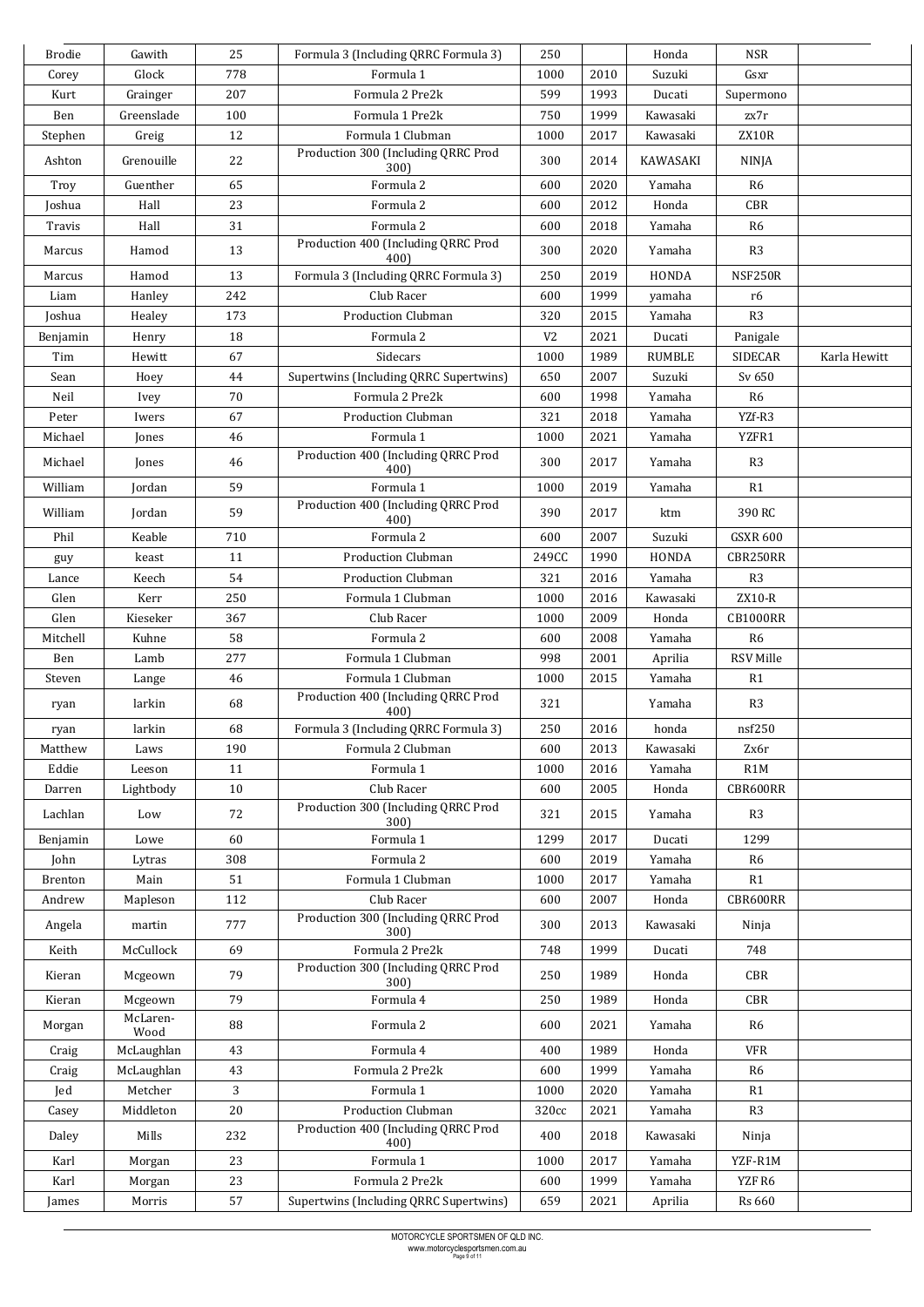| Brodie | Gawith | 25 | Formula 3 (Including QRRC Formula 3) | 250 | | Honda | NSR | |
|---|---|---|---|---|---|---|---|---|
| Corey | Glock | 778 | Formula 1 | 1000 | 2010 | Suzuki | Gsxr | |
| Kurt | Grainger | 207 | Formula 2 Pre2k | 599 | 1993 | Ducati | Supermono | |
| Ben | Greenslade | 100 | Formula 1 Pre2k | 750 | 1999 | Kawasaki | zx7r | |
| Stephen | Greig | 12 | Formula 1 Clubman | 1000 | 2017 | Kawasaki | ZX10R | |
| Ashton | Grenouille | 22 | Production 300 (Including QRRC Prod 300) | 300 | 2014 | KAWASAKI | NINJA | |
| Troy | Guenther | 65 | Formula 2 | 600 | 2020 | Yamaha | R6 | |
| Joshua | Hall | 23 | Formula 2 | 600 | 2012 | Honda | CBR | |
| Travis | Hall | 31 | Formula 2 | 600 | 2018 | Yamaha | R6 | |
| Marcus | Hamod | 13 | Production 400 (Including QRRC Prod 400) | 300 | 2020 | Yamaha | R3 | |
| Marcus | Hamod | 13 | Formula 3 (Including QRRC Formula 3) | 250 | 2019 | HONDA | NSF250R | |
| Liam | Hanley | 242 | Club Racer | 600 | 1999 | yamaha | r6 | |
| Joshua | Healey | 173 | Production Clubman | 320 | 2015 | Yamaha | R3 | |
| Benjamin | Henry | 18 | Formula 2 | V2 | 2021 | Ducati | Panigale | |
| Tim | Hewitt | 67 | Sidecars | 1000 | 1989 | RUMBLE | SIDECAR | Karla Hewitt |
| Sean | Hoey | 44 | Supertwins (Including QRRC Supertwins) | 650 | 2007 | Suzuki | Sv 650 | |
| Neil | Ivey | 70 | Formula 2 Pre2k | 600 | 1998 | Yamaha | R6 | |
| Peter | Iwers | 67 | Production Clubman | 321 | 2018 | Yamaha | YZf-R3 | |
| Michael | Jones | 46 | Formula 1 | 1000 | 2021 | Yamaha | YZFR1 | |
| Michael | Jones | 46 | Production 400 (Including QRRC Prod 400) | 300 | 2017 | Yamaha | R3 | |
| William | Jordan | 59 | Formula 1 | 1000 | 2019 | Yamaha | R1 | |
| William | Jordan | 59 | Production 400 (Including QRRC Prod 400) | 390 | 2017 | ktm | 390 RC | |
| Phil | Keable | 710 | Formula 2 | 600 | 2007 | Suzuki | GSXR 600 | |
| guy | keast | 11 | Production Clubman | 249CC | 1990 | HONDA | CBR250RR | |
| Lance | Keech | 54 | Production Clubman | 321 | 2016 | Yamaha | R3 | |
| Glen | Kerr | 250 | Formula 1 Clubman | 1000 | 2016 | Kawasaki | ZX10-R | |
| Glen | Kieseker | 367 | Club Racer | 1000 | 2009 | Honda | CB1000RR | |
| Mitchell | Kuhne | 58 | Formula 2 | 600 | 2008 | Yamaha | R6 | |
| Ben | Lamb | 277 | Formula 1 Clubman | 998 | 2001 | Aprilia | RSV Mille | |
| Steven | Lange | 46 | Formula 1 Clubman | 1000 | 2015 | Yamaha | R1 | |
| ryan | larkin | 68 | Production 400 (Including QRRC Prod 400) | 321 | | Yamaha | R3 | |
| ryan | larkin | 68 | Formula 3 (Including QRRC Formula 3) | 250 | 2016 | honda | nsf250 | |
| Matthew | Laws | 190 | Formula 2 Clubman | 600 | 2013 | Kawasaki | Zx6r | |
| Eddie | Leeson | 11 | Formula 1 | 1000 | 2016 | Yamaha | R1M | |
| Darren | Lightbody | 10 | Club Racer | 600 | 2005 | Honda | CBR600RR | |
| Lachlan | Low | 72 | Production 300 (Including QRRC Prod 300) | 321 | 2015 | Yamaha | R3 | |
| Benjamin | Lowe | 60 | Formula 1 | 1299 | 2017 | Ducati | 1299 | |
| John | Lytras | 308 | Formula 2 | 600 | 2019 | Yamaha | R6 | |
| Brenton | Main | 51 | Formula 1 Clubman | 1000 | 2017 | Yamaha | R1 | |
| Andrew | Mapleson | 112 | Club Racer | 600 | 2007 | Honda | CBR600RR | |
| Angela | martin | 777 | Production 300 (Including QRRC Prod 300) | 300 | 2013 | Kawasaki | Ninja | |
| Keith | McCullock | 69 | Formula 2 Pre2k | 748 | 1999 | Ducati | 748 | |
| Kieran | Mcgeown | 79 | Production 300 (Including QRRC Prod 300) | 250 | 1989 | Honda | CBR | |
| Kieran | Mcgeown | 79 | Formula 4 | 250 | 1989 | Honda | CBR | |
| Morgan | McLaren-Wood | 88 | Formula 2 | 600 | 2021 | Yamaha | R6 | |
| Craig | McLaughlan | 43 | Formula 4 | 400 | 1989 | Honda | VFR | |
| Craig | McLaughlan | 43 | Formula 2 Pre2k | 600 | 1999 | Yamaha | R6 | |
| Jed | Metcher | 3 | Formula 1 | 1000 | 2020 | Yamaha | R1 | |
| Casey | Middleton | 20 | Production Clubman | 320cc | 2021 | Yamaha | R3 | |
| Daley | Mills | 232 | Production 400 (Including QRRC Prod 400) | 400 | 2018 | Kawasaki | Ninja | |
| Karl | Morgan | 23 | Formula 1 | 1000 | 2017 | Yamaha | YZF-R1M | |
| Karl | Morgan | 23 | Formula 2 Pre2k | 600 | 1999 | Yamaha | YZF R6 | |
| James | Morris | 57 | Supertwins (Including QRRC Supertwins) | 659 | 2021 | Aprilia | Rs 660 | |

MOTORCYCLE SPORTSMEN OF QLD INC.
www.motorcyclesportsmen.com.au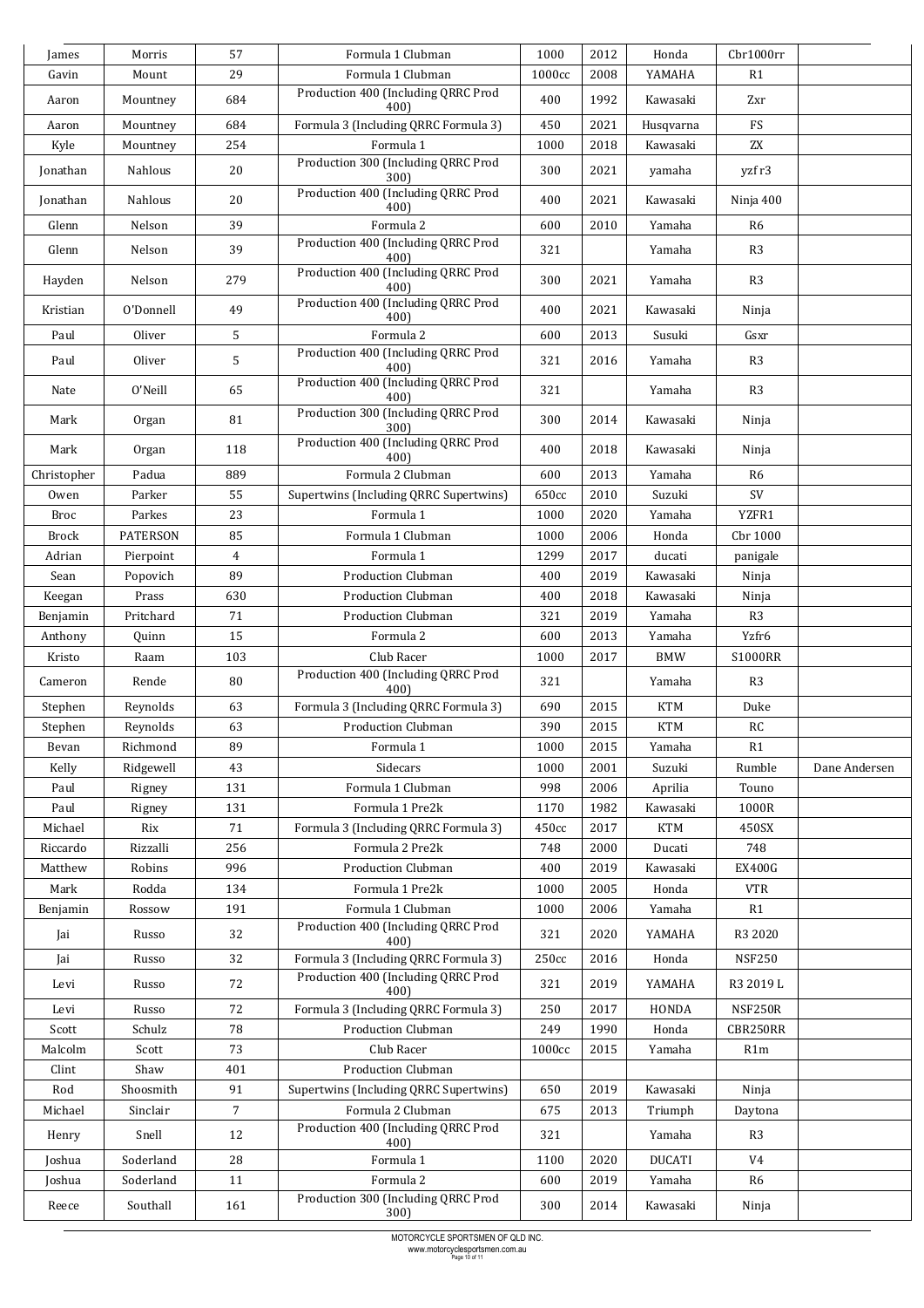| James | Morris | 57 | Formula 1 Clubman | 1000 | 2012 | Honda | Cbr1000rr | |
|---|---|---|---|---|---|---|---|---|
| Gavin | Mount | 29 | Formula 1 Clubman | 1000cc | 2008 | YAMAHA | R1 | |
| Aaron | Mountney | 684 | Production 400 (Including QRRC Prod 400) | 400 | 1992 | Kawasaki | Zxr | |
| Aaron | Mountney | 684 | Formula 3 (Including QRRC Formula 3) | 450 | 2021 | Husqvarna | FS | |
| Kyle | Mountney | 254 | Formula 1 | 1000 | 2018 | Kawasaki | ZX | |
| Jonathan | Nahlous | 20 | Production 300 (Including QRRC Prod 300) | 300 | 2021 | yamaha | yzf r3 | |
| Jonathan | Nahlous | 20 | Production 400 (Including QRRC Prod 400) | 400 | 2021 | Kawasaki | Ninja 400 | |
| Glenn | Nelson | 39 | Formula 2 | 600 | 2010 | Yamaha | R6 | |
| Glenn | Nelson | 39 | Production 400 (Including QRRC Prod 400) | 321 | | Yamaha | R3 | |
| Hayden | Nelson | 279 | Production 400 (Including QRRC Prod 400) | 300 | 2021 | Yamaha | R3 | |
| Kristian | O'Donnell | 49 | Production 400 (Including QRRC Prod 400) | 400 | 2021 | Kawasaki | Ninja | |
| Paul | Oliver | 5 | Formula 2 | 600 | 2013 | Susuki | Gsxr | |
| Paul | Oliver | 5 | Production 400 (Including QRRC Prod 400) | 321 | 2016 | Yamaha | R3 | |
| Nate | O'Neill | 65 | Production 400 (Including QRRC Prod 400) | 321 | | Yamaha | R3 | |
| Mark | Organ | 81 | Production 300 (Including QRRC Prod 300) | 300 | 2014 | Kawasaki | Ninja | |
| Mark | Organ | 118 | Production 400 (Including QRRC Prod 400) | 400 | 2018 | Kawasaki | Ninja | |
| Christopher | Padua | 889 | Formula 2 Clubman | 600 | 2013 | Yamaha | R6 | |
| Owen | Parker | 55 | Supertwins (Including QRRC Supertwins) | 650cc | 2010 | Suzuki | SV | |
| Broc | Parkes | 23 | Formula 1 | 1000 | 2020 | Yamaha | YZFR1 | |
| Brock | PATERSON | 85 | Formula 1 Clubman | 1000 | 2006 | Honda | Cbr 1000 | |
| Adrian | Pierpoint | 4 | Formula 1 | 1299 | 2017 | ducati | panigale | |
| Sean | Popovich | 89 | Production Clubman | 400 | 2019 | Kawasaki | Ninja | |
| Keegan | Prass | 630 | Production Clubman | 400 | 2018 | Kawasaki | Ninja | |
| Benjamin | Pritchard | 71 | Production Clubman | 321 | 2019 | Yamaha | R3 | |
| Anthony | Quinn | 15 | Formula 2 | 600 | 2013 | Yamaha | Yzfr6 | |
| Kristo | Raam | 103 | Club Racer | 1000 | 2017 | BMW | S1000RR | |
| Cameron | Rende | 80 | Production 400 (Including QRRC Prod 400) | 321 | | Yamaha | R3 | |
| Stephen | Reynolds | 63 | Formula 3 (Including QRRC Formula 3) | 690 | 2015 | KTM | Duke | |
| Stephen | Reynolds | 63 | Production Clubman | 390 | 2015 | KTM | RC | |
| Bevan | Richmond | 89 | Formula 1 | 1000 | 2015 | Yamaha | R1 | |
| Kelly | Ridgewell | 43 | Sidecars | 1000 | 2001 | Suzuki | Rumble | Dane Andersen |
| Paul | Rigney | 131 | Formula 1 Clubman | 998 | 2006 | Aprilia | Touno | |
| Paul | Rigney | 131 | Formula 1 Pre2k | 1170 | 1982 | Kawasaki | 1000R | |
| Michael | Rix | 71 | Formula 3 (Including QRRC Formula 3) | 450cc | 2017 | KTM | 450SX | |
| Riccardo | Rizzalli | 256 | Formula 2 Pre2k | 748 | 2000 | Ducati | 748 | |
| Matthew | Robins | 996 | Production Clubman | 400 | 2019 | Kawasaki | EX400G | |
| Mark | Rodda | 134 | Formula 1 Pre2k | 1000 | 2005 | Honda | VTR | |
| Benjamin | Rossow | 191 | Formula 1 Clubman | 1000 | 2006 | Yamaha | R1 | |
| Jai | Russo | 32 | Production 400 (Including QRRC Prod 400) | 321 | 2020 | YAMAHA | R3 2020 | |
| Jai | Russo | 32 | Formula 3 (Including QRRC Formula 3) | 250cc | 2016 | Honda | NSF250 | |
| Levi | Russo | 72 | Production 400 (Including QRRC Prod 400) | 321 | 2019 | YAMAHA | R3 2019 L | |
| Levi | Russo | 72 | Formula 3 (Including QRRC Formula 3) | 250 | 2017 | HONDA | NSF250R | |
| Scott | Schulz | 78 | Production Clubman | 249 | 1990 | Honda | CBR250RR | |
| Malcolm | Scott | 73 | Club Racer | 1000cc | 2015 | Yamaha | R1m | |
| Clint | Shaw | 401 | Production Clubman | | | | | |
| Rod | Shoosmith | 91 | Supertwins (Including QRRC Supertwins) | 650 | 2019 | Kawasaki | Ninja | |
| Michael | Sinclair | 7 | Formula 2 Clubman | 675 | 2013 | Triumph | Daytona | |
| Henry | Snell | 12 | Production 400 (Including QRRC Prod 400) | 321 | | Yamaha | R3 | |
| Joshua | Soderland | 28 | Formula 1 | 1100 | 2020 | DUCATI | V4 | |
| Joshua | Soderland | 11 | Formula 2 | 600 | 2019 | Yamaha | R6 | |
| Reece | Southall | 161 | Production 300 (Including QRRC Prod 300) | 300 | 2014 | Kawasaki | Ninja | |

MOTORCYCLE SPORTSMEN OF QLD INC.
www.motorcyclesportsmen.com.au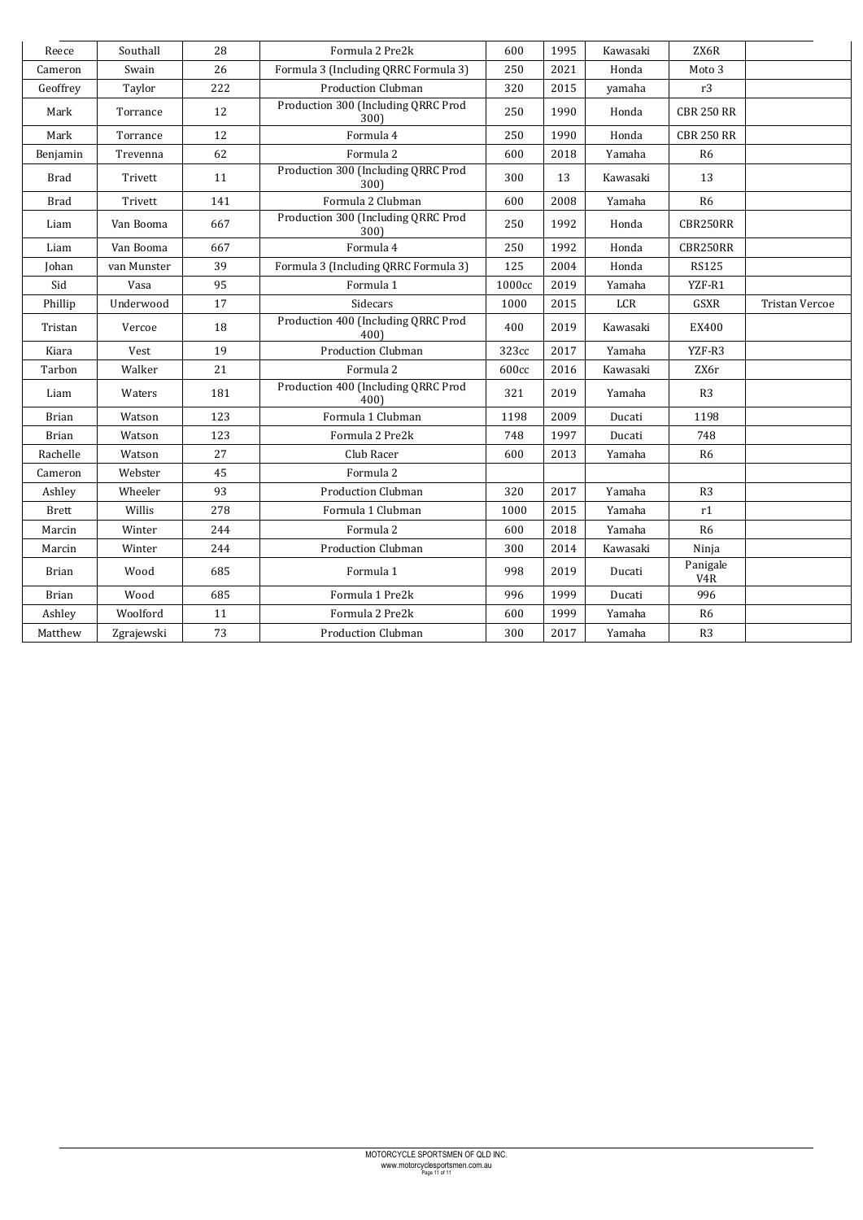| | | | | | | | | |
|---|---|---|---|---|---|---|---|---|
| Reece | Southall | 28 | Formula 2 Pre2k | 600 | 1995 | Kawasaki | ZX6R | |
| Cameron | Swain | 26 | Formula 3 (Including QRRC Formula 3) | 250 | 2021 | Honda | Moto 3 | |
| Geoffrey | Taylor | 222 | Production Clubman | 320 | 2015 | yamaha | r3 | |
| Mark | Torrance | 12 | Production 300 (Including QRRC Prod 300) | 250 | 1990 | Honda | CBR 250 RR | |
| Mark | Torrance | 12 | Formula 4 | 250 | 1990 | Honda | CBR 250 RR | |
| Benjamin | Trevenna | 62 | Formula 2 | 600 | 2018 | Yamaha | R6 | |
| Brad | Trivett | 11 | Production 300 (Including QRRC Prod 300) | 300 | 13 | Kawasaki | 13 | |
| Brad | Trivett | 141 | Formula 2 Clubman | 600 | 2008 | Yamaha | R6 | |
| Liam | Van Booma | 667 | Production 300 (Including QRRC Prod 300) | 250 | 1992 | Honda | CBR250RR | |
| Liam | Van Booma | 667 | Formula 4 | 250 | 1992 | Honda | CBR250RR | |
| Johan | van Munster | 39 | Formula 3 (Including QRRC Formula 3) | 125 | 2004 | Honda | RS125 | |
| Sid | Vasa | 95 | Formula 1 | 1000cc | 2019 | Yamaha | YZF-R1 | |
| Phillip | Underwood | 17 | Sidecars | 1000 | 2015 | LCR | GSXR | Tristan Vercoe |
| Tristan | Vercoe | 18 | Production 400 (Including QRRC Prod 400) | 400 | 2019 | Kawasaki | EX400 | |
| Kiara | Vest | 19 | Production Clubman | 323cc | 2017 | Yamaha | YZF-R3 | |
| Tarbon | Walker | 21 | Formula 2 | 600cc | 2016 | Kawasaki | ZX6r | |
| Liam | Waters | 181 | Production 400 (Including QRRC Prod 400) | 321 | 2019 | Yamaha | R3 | |
| Brian | Watson | 123 | Formula 1 Clubman | 1198 | 2009 | Ducati | 1198 | |
| Brian | Watson | 123 | Formula 2 Pre2k | 748 | 1997 | Ducati | 748 | |
| Rachelle | Watson | 27 | Club Racer | 600 | 2013 | Yamaha | R6 | |
| Cameron | Webster | 45 | Formula 2 | | | | | |
| Ashley | Wheeler | 93 | Production Clubman | 320 | 2017 | Yamaha | R3 | |
| Brett | Willis | 278 | Formula 1 Clubman | 1000 | 2015 | Yamaha | r1 | |
| Marcin | Winter | 244 | Formula 2 | 600 | 2018 | Yamaha | R6 | |
| Marcin | Winter | 244 | Production Clubman | 300 | 2014 | Kawasaki | Ninja | |
| Brian | Wood | 685 | Formula 1 | 998 | 2019 | Ducati | Panigale V4R | |
| Brian | Wood | 685 | Formula 1 Pre2k | 996 | 1999 | Ducati | 996 | |
| Ashley | Woolford | 11 | Formula 2 Pre2k | 600 | 1999 | Yamaha | R6 | |
| Matthew | Zgrajewski | 73 | Production Clubman | 300 | 2017 | Yamaha | R3 | |